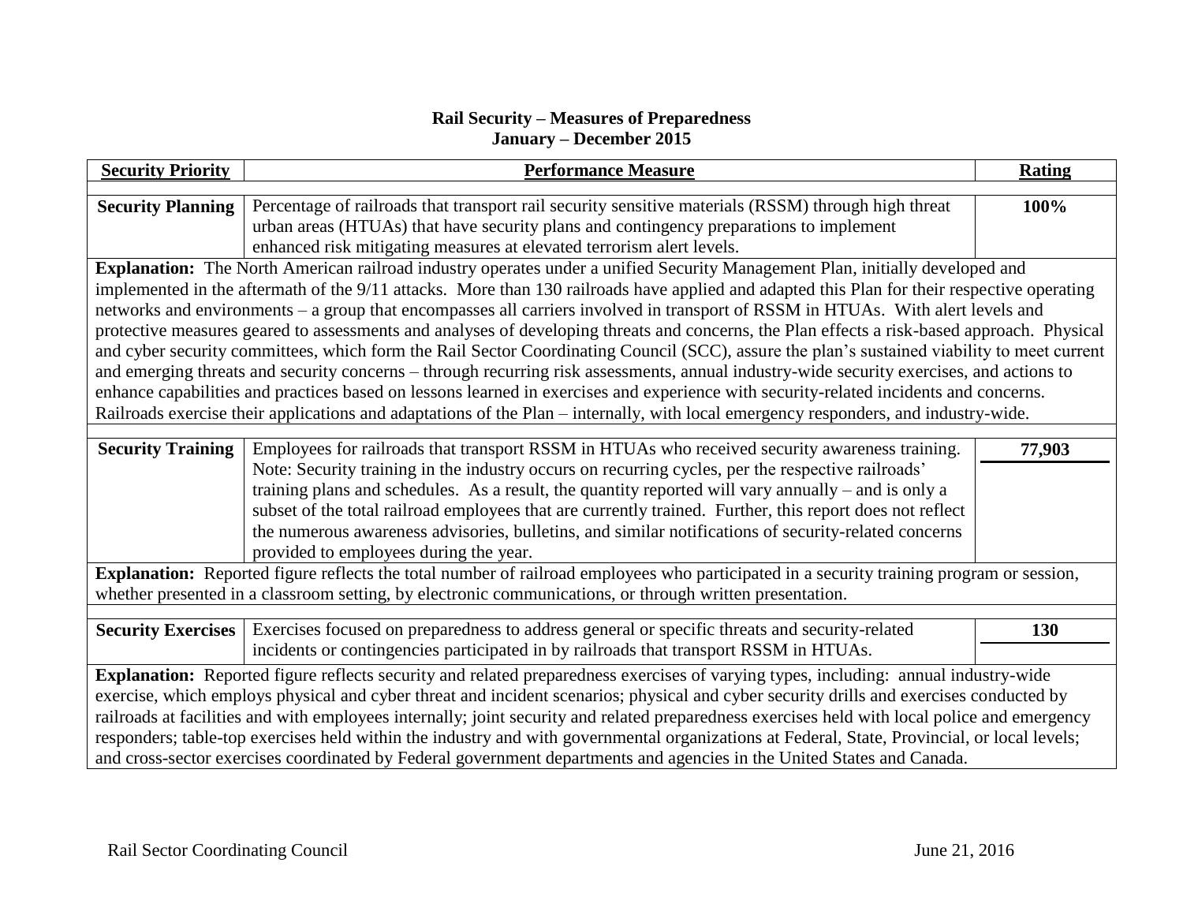**Rail Security – Measures of Preparedness**
**January – December 2015**

| Security Priority | Performance Measure | Rating |
|---|---|---|
| **Security Planning** | Percentage of railroads that transport rail security sensitive materials (RSSM) through high threat urban areas (HTUAs) that have security plans and contingency preparations to implement enhanced risk mitigating measures at elevated terrorism alert levels. | **100%** |
| **Explanation:** The North American railroad industry operates under a unified Security Management Plan, initially developed and implemented in the aftermath of the 9/11 attacks. More than 130 railroads have applied and adapted this Plan for their respective operating networks and environments – a group that encompasses all carriers involved in transport of RSSM in HTUAs. With alert levels and protective measures geared to assessments and analyses of developing threats and concerns, the Plan effects a risk-based approach. Physical and cyber security committees, which form the Rail Sector Coordinating Council (SCC), assure the plan's sustained viability to meet current and emerging threats and security concerns – through recurring risk assessments, annual industry-wide security exercises, and actions to enhance capabilities and practices based on lessons learned in exercises and experience with security-related incidents and concerns. Railroads exercise their applications and adaptations of the Plan – internally, with local emergency responders, and industry-wide. | | |
| **Security Training** | Employees for railroads that transport RSSM in HTUAs who received security awareness training. Note: Security training in the industry occurs on recurring cycles, per the respective railroads' training plans and schedules. As a result, the quantity reported will vary annually – and is only a subset of the total railroad employees that are currently trained. Further, this report does not reflect the numerous awareness advisories, bulletins, and similar notifications of security-related concerns provided to employees during the year. | **77,903** |
| **Explanation:** Reported figure reflects the total number of railroad employees who participated in a security training program or session, whether presented in a classroom setting, by electronic communications, or through written presentation. | | |
| **Security Exercises** | Exercises focused on preparedness to address general or specific threats and security-related incidents or contingencies participated in by railroads that transport RSSM in HTUAs. | **130** |
| **Explanation:** Reported figure reflects security and related preparedness exercises of varying types, including: annual industry-wide exercise, which employs physical and cyber threat and incident scenarios; physical and cyber security drills and exercises conducted by railroads at facilities and with employees internally; joint security and related preparedness exercises held with local police and emergency responders; table-top exercises held within the industry and with governmental organizations at Federal, State, Provincial, or local levels; and cross-sector exercises coordinated by Federal government departments and agencies in the United States and Canada. | | |

Rail Sector Coordinating Council June 21, 2016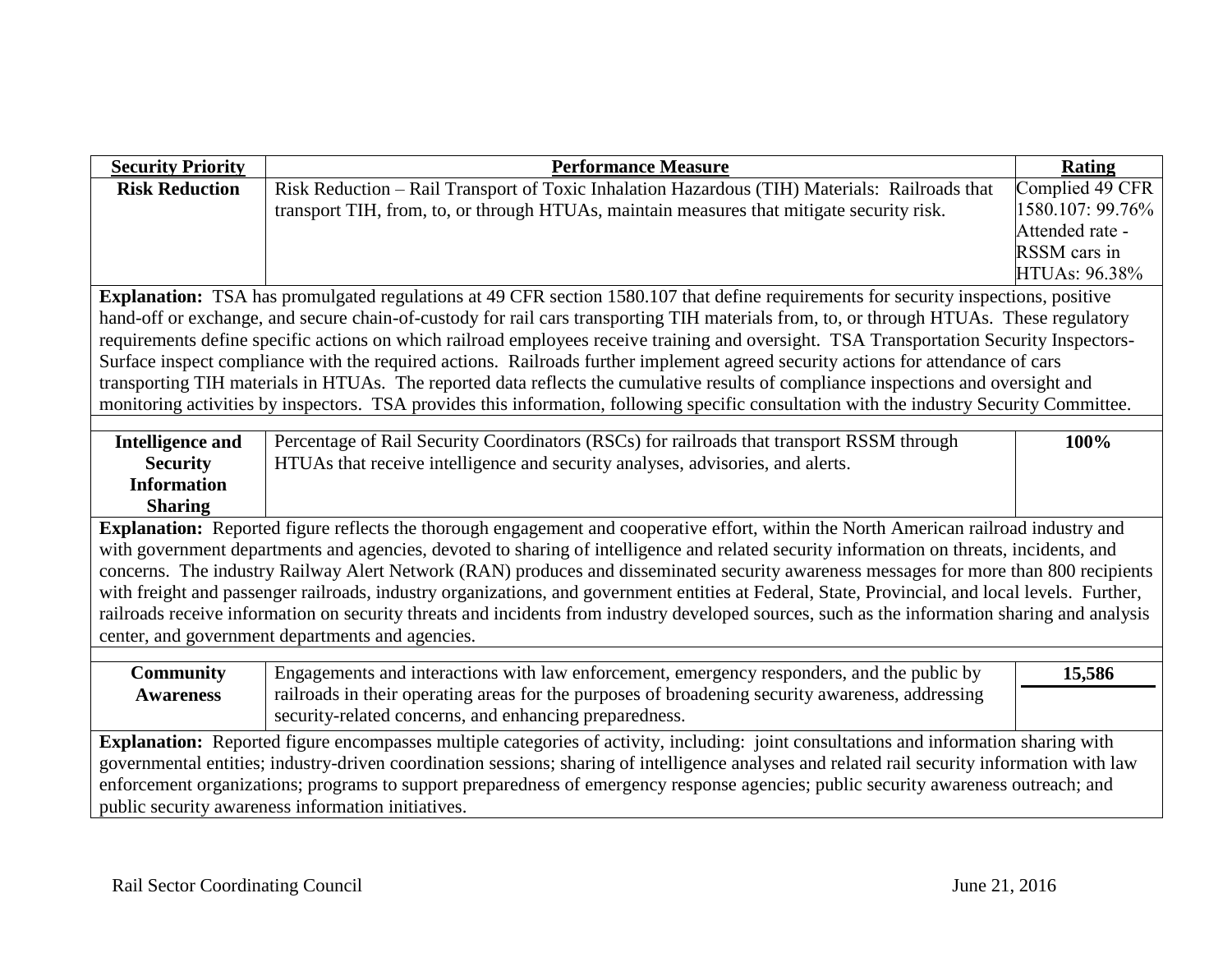| Security Priority | Performance Measure | Rating |
|---|---|---|
| **Risk Reduction** | Risk Reduction – Rail Transport of Toxic Inhalation Hazardous (TIH) Materials: Railroads that transport TIH, from, to, or through HTUAs, maintain measures that mitigate security risk. | Complied 49 CFR 1580.107: 99.76% Attended rate - RSSM cars in HTUAs: 96.38% |
| **Explanation:** TSA has promulgated regulations at 49 CFR section 1580.107 that define requirements for security inspections, positive hand-off or exchange, and secure chain-of-custody for rail cars transporting TIH materials from, to, or through HTUAs. These regulatory requirements define specific actions on which railroad employees receive training and oversight. TSA Transportation Security Inspectors-Surface inspect compliance with the required actions. Railroads further implement agreed security actions for attendance of cars transporting TIH materials in HTUAs. The reported data reflects the cumulative results of compliance inspections and oversight and monitoring activities by inspectors. TSA provides this information, following specific consultation with the industry Security Committee. | | |
| **Intelligence and Security Information Sharing** | Percentage of Rail Security Coordinators (RSCs) for railroads that transport RSSM through HTUAs that receive intelligence and security analyses, advisories, and alerts. | **100%** |
| **Explanation:** Reported figure reflects the thorough engagement and cooperative effort, within the North American railroad industry and with government departments and agencies, devoted to sharing of intelligence and related security information on threats, incidents, and concerns. The industry Railway Alert Network (RAN) produces and disseminated security awareness messages for more than 800 recipients with freight and passenger railroads, industry organizations, and government entities at Federal, State, Provincial, and local levels. Further, railroads receive information on security threats and incidents from industry developed sources, such as the information sharing and analysis center, and government departments and agencies. | | |
| **Community Awareness** | Engagements and interactions with law enforcement, emergency responders, and the public by railroads in their operating areas for the purposes of broadening security awareness, addressing security-related concerns, and enhancing preparedness. | **15,586** |
| **Explanation:** Reported figure encompasses multiple categories of activity, including: joint consultations and information sharing with governmental entities; industry-driven coordination sessions; sharing of intelligence analyses and related rail security information with law enforcement organizations; programs to support preparedness of emergency response agencies; public security awareness outreach; and public security awareness information initiatives. | | |

Rail Sector Coordinating Council June 21, 2016